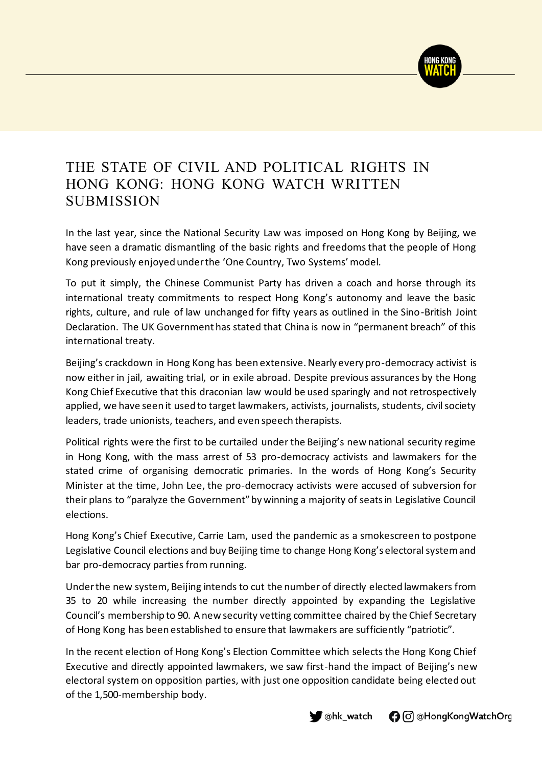# THE STATE OF CIVIL AND POLITICAL RIGHTS IN HONG KONG: HONG KONG WATCH WRITTEN SUBMISSION

In the last year, since the National Security Law was imposed on Hong Kong by Beijing, we have seen a dramatic dismantling of the basic rights and freedoms that the people of Hong Kong previously enjoyed under the 'One Country, Two Systems' model.

To put it simply, the Chinese Communist Party has driven a coach and horse through its international treaty commitments to respect Hong Kong's autonomy and leave the basic rights, culture, and rule of law unchanged for fifty years as outlined in the Sino-British Joint Declaration. The UK Government has stated that China is now in "permanent breach" of this international treaty.

Beijing's crackdown in Hong Kong has been extensive. Nearly every pro-democracy activist is now either in jail, awaiting trial, or in exile abroad. Despite previous assurances by the Hong Kong Chief Executive that this draconian law would be used sparingly and not retrospectively applied, we have seen it used to target lawmakers, activists, journalists, students, civil society leaders, trade unionists, teachers, and even speech therapists.

Political rights were the first to be curtailed under the Beijing's new national security regime in Hong Kong, with the mass arrest of 53 pro-democracy activists and lawmakers for the stated crime of organising democratic primaries. In the words of Hong Kong's Security Minister at the time, John Lee, the pro-democracy activists were accused of subversion for their plans to "paralyze the Government" by winning a majority of seats in Legislative Council elections.

Hong Kong's Chief Executive, Carrie Lam, used the pandemic as a smokescreen to postpone Legislative Council elections and buy Beijing time to change Hong Kong's electoral system and bar pro-democracy parties from running.

Under the new system, Beijing intends to cut the number of directly elected lawmakers from 35 to 20 while increasing the number directly appointed by expanding the Legislative Council's membership to 90. A new security vetting committee chaired by the Chief Secretary of Hong Kong has been established to ensure that lawmakers are sufficiently "patriotic".

In the recent election of Hong Kong's Election Committee which selects the Hong Kong Chief Executive and directly appointed lawmakers, we saw first-hand the impact of Beijing's new electoral system on opposition parties, with just one opposition candidate being elected out of the 1,500-membership body.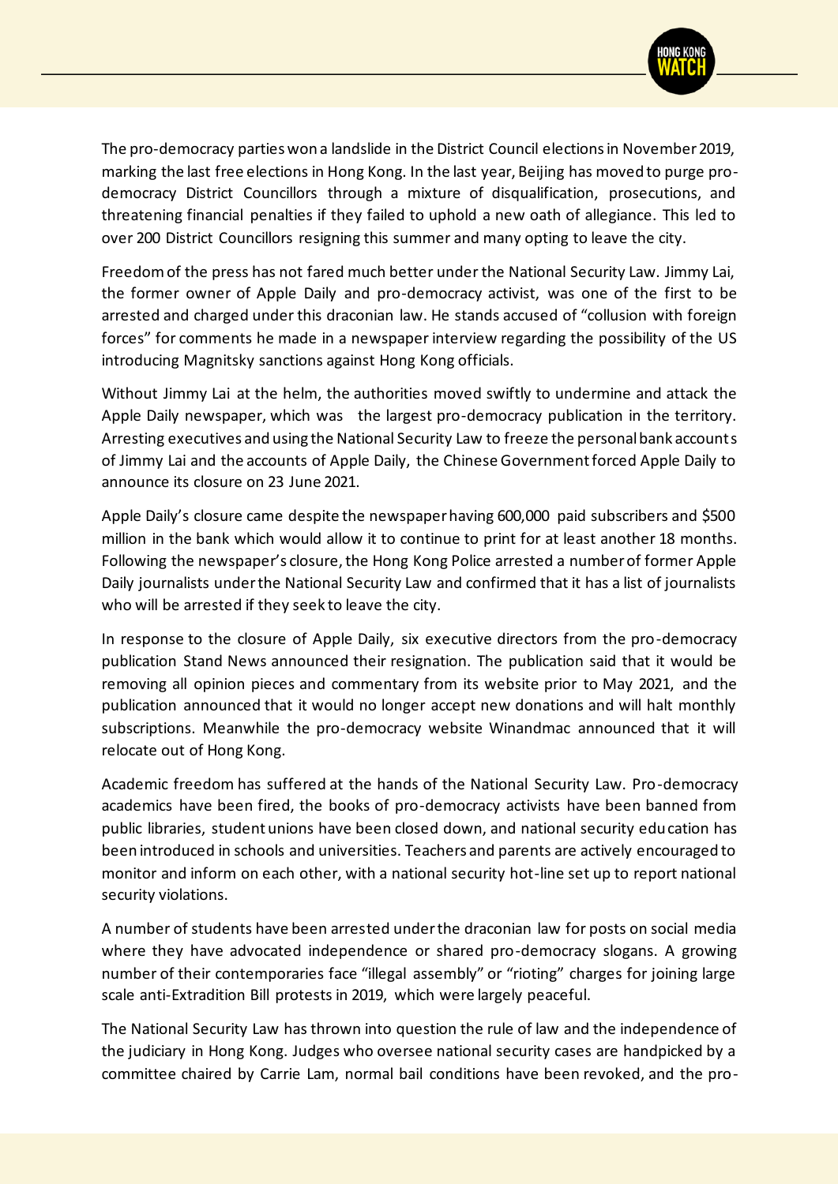The pro-democracy parties won a landslide in the District Council elections in November 2019, marking the last free elections in Hong Kong. In the last year, Beijing has moved to purge pro-democracy District Councillors through a mixture of disqualification, prosecutions, and threatening financial penalties if they failed to uphold a new oath of allegiance. This led to over 200 District Councillors resigning this summer and many opting to leave the city.

Freedom of the press has not fared much better under the National Security Law. Jimmy Lai, the former owner of Apple Daily and pro-democracy activist, was one of the first to be arrested and charged under this draconian law. He stands accused of "collusion with foreign forces" for comments he made in a newspaper interview regarding the possibility of the US introducing Magnitsky sanctions against Hong Kong officials.

Without Jimmy Lai at the helm, the authorities moved swiftly to undermine and attack the Apple Daily newspaper, which was the largest pro-democracy publication in the territory. Arresting executives and using the National Security Law to freeze the personal bank accounts of Jimmy Lai and the accounts of Apple Daily, the Chinese Government forced Apple Daily to announce its closure on 23 June 2021.

Apple Daily's closure came despite the newspaper having 600,000 paid subscribers and $500 million in the bank which would allow it to continue to print for at least another 18 months. Following the newspaper's closure, the Hong Kong Police arrested a number of former Apple Daily journalists under the National Security Law and confirmed that it has a list of journalists who will be arrested if they seek to leave the city.

In response to the closure of Apple Daily, six executive directors from the pro-democracy publication Stand News announced their resignation. The publication said that it would be removing all opinion pieces and commentary from its website prior to May 2021, and the publication announced that it would no longer accept new donations and will halt monthly subscriptions. Meanwhile the pro-democracy website Winandmac announced that it will relocate out of Hong Kong.

Academic freedom has suffered at the hands of the National Security Law. Pro-democracy academics have been fired, the books of pro-democracy activists have been banned from public libraries, student unions have been closed down, and national security education has been introduced in schools and universities. Teachers and parents are actively encouraged to monitor and inform on each other, with a national security hot-line set up to report national security violations.

A number of students have been arrested under the draconian law for posts on social media where they have advocated independence or shared pro-democracy slogans. A growing number of their contemporaries face "illegal assembly" or "rioting" charges for joining large scale anti-Extradition Bill protests in 2019, which were largely peaceful.

The National Security Law has thrown into question the rule of law and the independence of the judiciary in Hong Kong. Judges who oversee national security cases are handpicked by a committee chaired by Carrie Lam, normal bail conditions have been revoked, and the pro-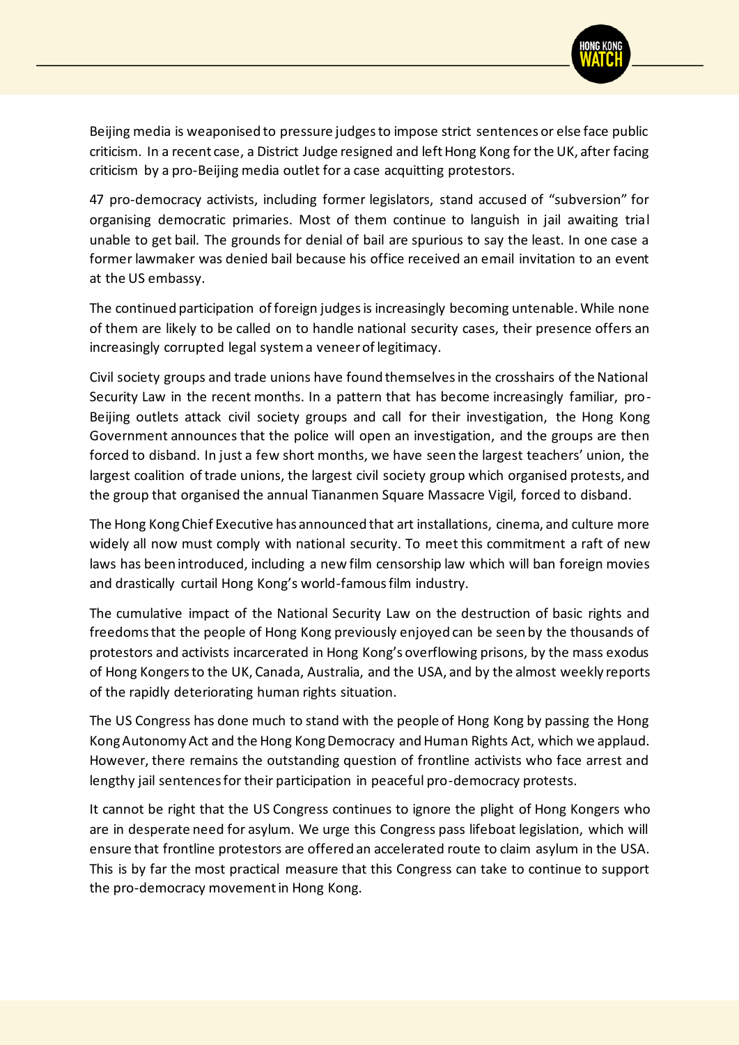Beijing media is weaponised to pressure judges to impose strict sentences or else face public criticism. In a recent case, a District Judge resigned and left Hong Kong for the UK, after facing criticism by a pro-Beijing media outlet for a case acquitting protestors.

47 pro-democracy activists, including former legislators, stand accused of "subversion" for organising democratic primaries. Most of them continue to languish in jail awaiting trial unable to get bail. The grounds for denial of bail are spurious to say the least. In one case a former lawmaker was denied bail because his office received an email invitation to an event at the US embassy.

The continued participation of foreign judges is increasingly becoming untenable. While none of them are likely to be called on to handle national security cases, their presence offers an increasingly corrupted legal system a veneer of legitimacy.

Civil society groups and trade unions have found themselves in the crosshairs of the National Security Law in the recent months. In a pattern that has become increasingly familiar, pro-Beijing outlets attack civil society groups and call for their investigation, the Hong Kong Government announces that the police will open an investigation, and the groups are then forced to disband. In just a few short months, we have seen the largest teachers' union, the largest coalition of trade unions, the largest civil society group which organised protests, and the group that organised the annual Tiananmen Square Massacre Vigil, forced to disband.

The Hong Kong Chief Executive has announced that art installations, cinema, and culture more widely all now must comply with national security. To meet this commitment a raft of new laws has been introduced, including a new film censorship law which will ban foreign movies and drastically curtail Hong Kong's world-famous film industry.

The cumulative impact of the National Security Law on the destruction of basic rights and freedoms that the people of Hong Kong previously enjoyed can be seen by the thousands of protestors and activists incarcerated in Hong Kong's overflowing prisons, by the mass exodus of Hong Kongers to the UK, Canada, Australia, and the USA, and by the almost weekly reports of the rapidly deteriorating human rights situation.

The US Congress has done much to stand with the people of Hong Kong by passing the Hong Kong Autonomy Act and the Hong Kong Democracy and Human Rights Act, which we applaud. However, there remains the outstanding question of frontline activists who face arrest and lengthy jail sentences for their participation in peaceful pro-democracy protests.

It cannot be right that the US Congress continues to ignore the plight of Hong Kongers who are in desperate need for asylum. We urge this Congress pass lifeboat legislation, which will ensure that frontline protestors are offered an accelerated route to claim asylum in the USA. This is by far the most practical measure that this Congress can take to continue to support the pro-democracy movement in Hong Kong.